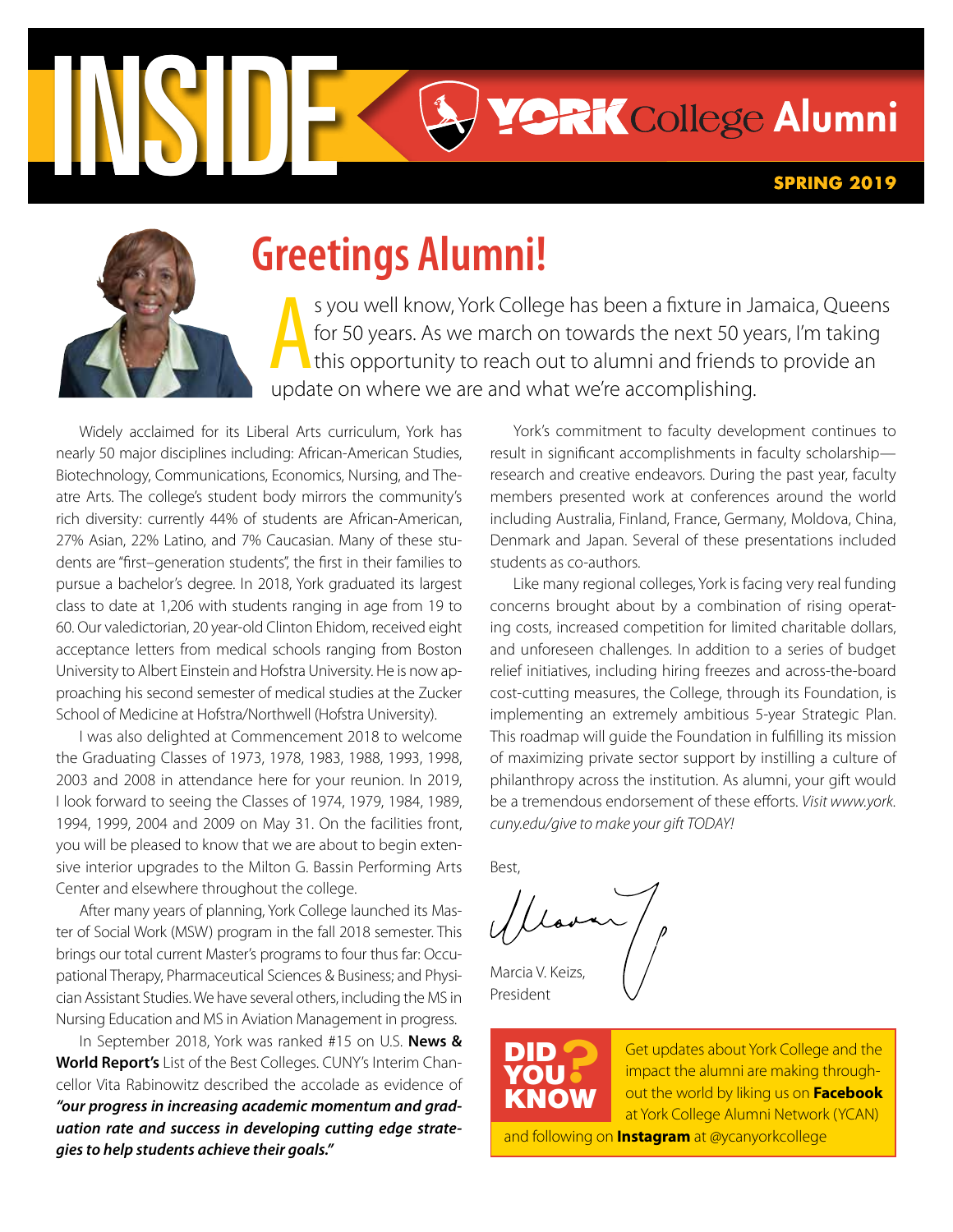# INSIDE YORK College Alumni

**SPRING 2019**

## Greetings Alumni!

As you well know, York College has been a fixture in Jamaica, Queens for 50 years. As we march on towards the next 50 years, I'm taking this opportunity to reach out to alumni and friends to provide an update on where we are and what we're accomplishing.

Widely acclaimed for its Liberal Arts curriculum, York has nearly 50 major disciplines including: African-American Studies, Biotechnology, Communications, Economics, Nursing, and Theatre Arts. The college's student body mirrors the community's rich diversity: currently 44% of students are African-American, 27% Asian, 22% Latino, and 7% Caucasian. Many of these students are "first–generation students", the first in their families to pursue a bachelor's degree. In 2018, York graduated its largest class to date at 1,206 with students ranging in age from 19 to 60. Our valedictorian, 20 year-old Clinton Ehidom, received eight acceptance letters from medical schools ranging from Boston University to Albert Einstein and Hofstra University. He is now approaching his second semester of medical studies at the Zucker School of Medicine at Hofstra/Northwell (Hofstra University).

I was also delighted at Commencement 2018 to welcome the Graduating Classes of 1973, 1978, 1983, 1988, 1993, 1998, 2003 and 2008 in attendance here for your reunion. In 2019, I look forward to seeing the Classes of 1974, 1979, 1984, 1989, 1994, 1999, 2004 and 2009 on May 31. On the facilities front, you will be pleased to know that we are about to begin extensive interior upgrades to the Milton G. Bassin Performing Arts Center and elsewhere throughout the college.

After many years of planning, York College launched its Master of Social Work (MSW) program in the fall 2018 semester. This brings our total current Master's programs to four thus far: Occupational Therapy, Pharmaceutical Sciences & Business; and Physician Assistant Studies. We have several others, including the MS in Nursing Education and MS in Aviation Management in progress.

In September 2018, York was ranked #15 on U.S. **News & World Report's** List of the Best Colleges. CUNY's Interim Chancellor Vita Rabinowitz described the accolade as evidence of ***"our progress in increasing academic momentum and graduation rate and success in developing cutting edge strategies to help students achieve their goals."***

York's commitment to faculty development continues to result in significant accomplishments in faculty scholarship—research and creative endeavors. During the past year, faculty members presented work at conferences around the world including Australia, Finland, France, Germany, Moldova, China, Denmark and Japan. Several of these presentations included students as co-authors.

Like many regional colleges, York is facing very real funding concerns brought about by a combination of rising operating costs, increased competition for limited charitable dollars, and unforeseen challenges. In addition to a series of budget relief initiatives, including hiring freezes and across-the-board cost-cutting measures, the College, through its Foundation, is implementing an extremely ambitious 5-year Strategic Plan. This roadmap will guide the Foundation in fulfilling its mission of maximizing private sector support by instilling a culture of philanthropy across the institution. As alumni, your gift would be a tremendous endorsement of these efforts. *Visit www.york.cuny.edu/give to make your gift TODAY!*

Best,

Marcia V. Keizs,
President

**DID YOU KNOW?**

Get updates about York College and the impact the alumni are making throughout the world by liking us on **Facebook** at York College Alumni Network (YCAN) and following on **Instagram** at @ycanyorkcollege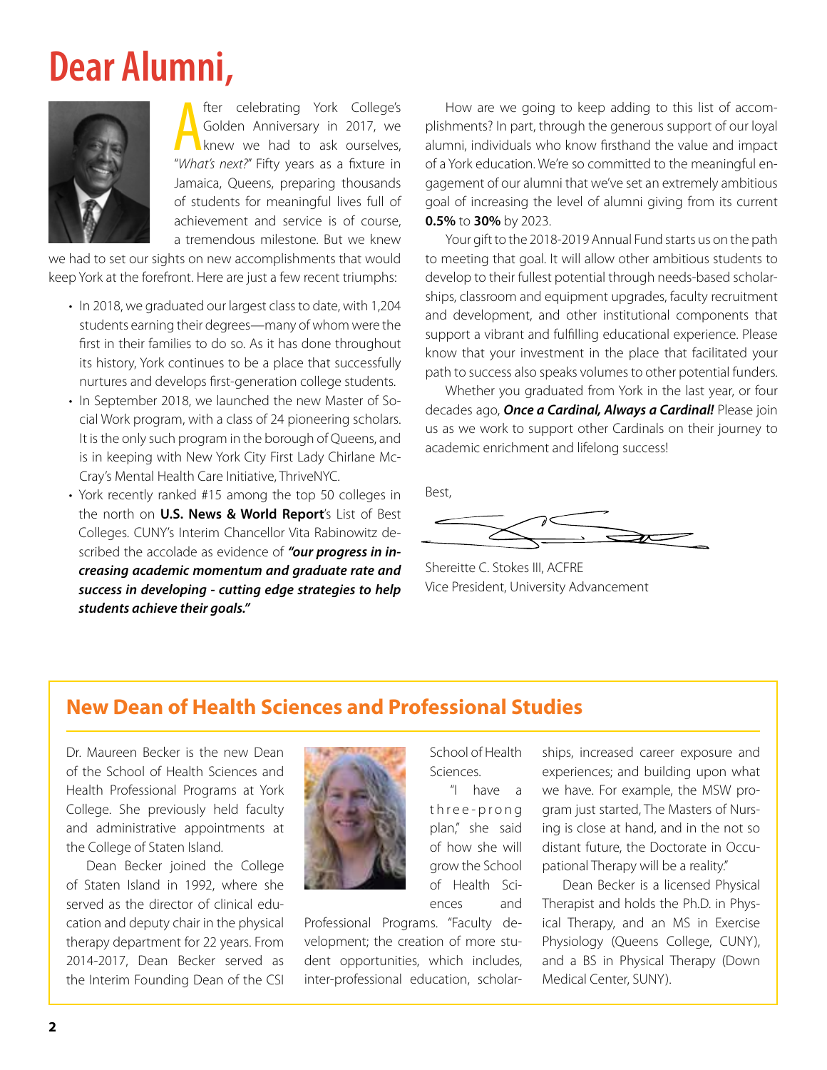# Dear Alumni,

After celebrating York College's Golden Anniversary in 2017, we knew we had to ask ourselves, "*What's next?*" Fifty years as a fixture in Jamaica, Queens, preparing thousands of students for meaningful lives full of achievement and service is of course, a tremendous milestone. But we knew we had to set our sights on new accomplishments that would keep York at the forefront. Here are just a few recent triumphs:

- In 2018, we graduated our largest class to date, with 1,204 students earning their degrees—many of whom were the first in their families to do so. As it has done throughout its history, York continues to be a place that successfully nurtures and develops first-generation college students.
- In September 2018, we launched the new Master of Social Work program, with a class of 24 pioneering scholars. It is the only such program in the borough of Queens, and is in keeping with New York City First Lady Chirlane McCray's Mental Health Care Initiative, ThriveNYC.
- York recently ranked #15 among the top 50 colleges in the north on **U.S. News & World Report**'s List of Best Colleges. CUNY's Interim Chancellor Vita Rabinowitz described the accolade as evidence of ***"our progress in increasing academic momentum and graduate rate and success in developing - cutting edge strategies to help students achieve their goals."***

How are we going to keep adding to this list of accomplishments? In part, through the generous support of our loyal alumni, individuals who know firsthand the value and impact of a York education. We're so committed to the meaningful engagement of our alumni that we've set an extremely ambitious goal of increasing the level of alumni giving from its current **0.5%** to **30%** by 2023.

Your gift to the 2018-2019 Annual Fund starts us on the path to meeting that goal. It will allow other ambitious students to develop to their fullest potential through needs-based scholarships, classroom and equipment upgrades, faculty recruitment and development, and other institutional components that support a vibrant and fulfilling educational experience. Please know that your investment in the place that facilitated your path to success also speaks volumes to other potential funders.

Whether you graduated from York in the last year, or four decades ago, ***Once a Cardinal, Always a Cardinal!*** Please join us as we work to support other Cardinals on their journey to academic enrichment and lifelong success!

Best,

Shereitte C. Stokes III, ACFRE
Vice President, University Advancement

## New Dean of Health Sciences and Professional Studies

Dr. Maureen Becker is the new Dean of the School of Health Sciences and Health Professional Programs at York College. She previously held faculty and administrative appointments at the College of Staten Island.

Dean Becker joined the College of Staten Island in 1992, where she served as the director of clinical education and deputy chair in the physical therapy department for 22 years. From 2014-2017, Dean Becker served as the Interim Founding Dean of the CSI School of Health Sciences.

"I have a three-prong plan," she said of how she will grow the School of Health Sciences and Professional Programs. "Faculty development; the creation of more student opportunities, which includes, inter-professional education, scholarships, increased career exposure and experiences; and building upon what we have. For example, the MSW program just started, The Masters of Nursing is close at hand, and in the not so distant future, the Doctorate in Occupational Therapy will be a reality."

Dean Becker is a licensed Physical Therapist and holds the Ph.D. in Physical Therapy, and an MS in Exercise Physiology (Queens College, CUNY), and a BS in Physical Therapy (Down Medical Center, SUNY).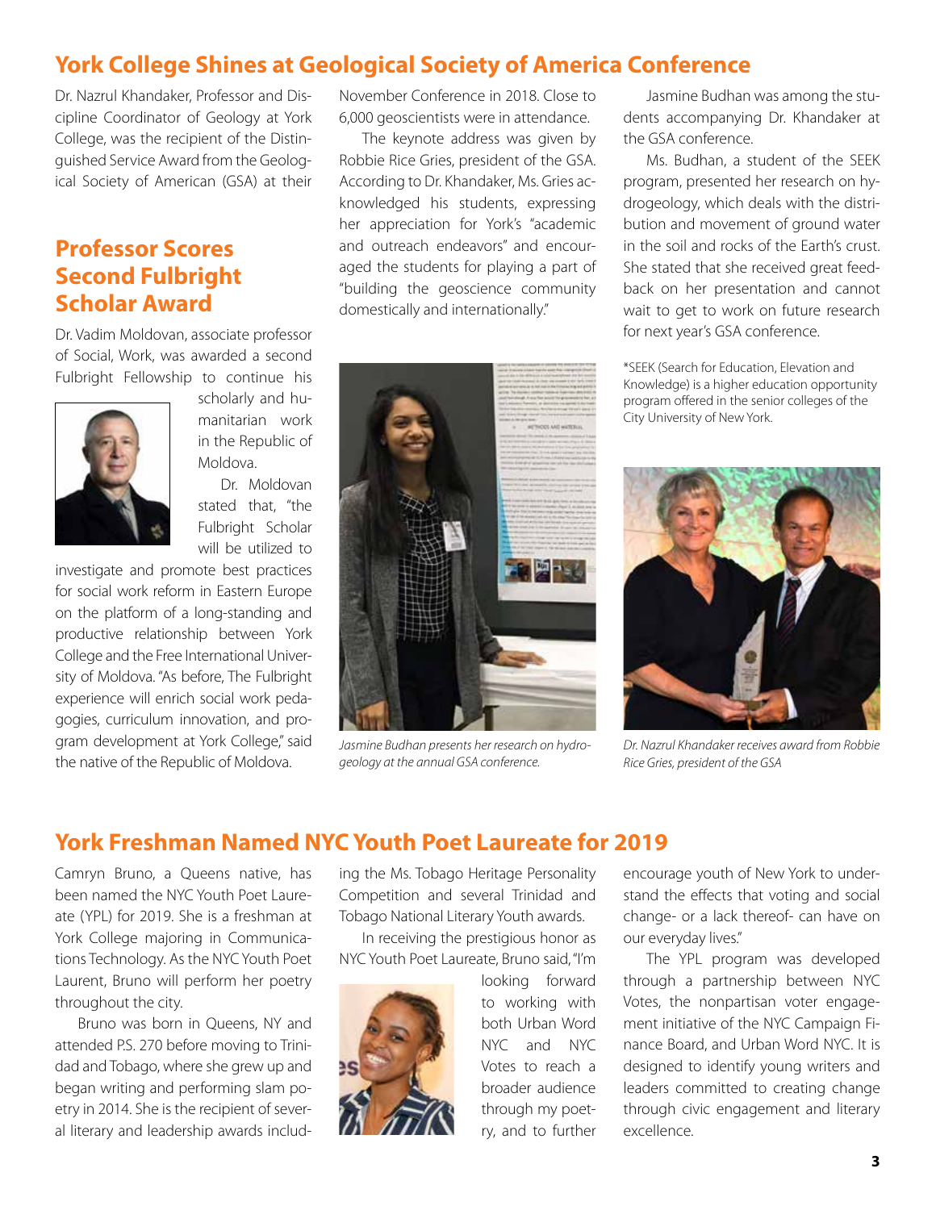## York College Shines at Geological Society of America Conference

Dr. Nazrul Khandaker, Professor and Discipline Coordinator of Geology at York College, was the recipient of the Distinguished Service Award from the Geological Society of American (GSA) at their November Conference in 2018. Close to 6,000 geoscientists were in attendance.

The keynote address was given by Robbie Rice Gries, president of the GSA. According to Dr. Khandaker, Ms. Gries acknowledged his students, expressing her appreciation for York's "academic and outreach endeavors" and encouraged the students for playing a part of "building the geoscience community domestically and internationally."

Jasmine Budhan was among the students accompanying Dr. Khandaker at the GSA conference.

Ms. Budhan, a student of the SEEK program, presented her research on hydrogeology, which deals with the distribution and movement of ground water in the soil and rocks of the Earth's crust. She stated that she received great feedback on her presentation and cannot wait to get to work on future research for next year's GSA conference.

*SEEK (Search for Education, Elevation and Knowledge) is a higher education opportunity program offered in the senior colleges of the City University of New York.

*Jasmine Budhan presents her research on hydrogeology at the annual GSA conference.*

*Dr. Nazrul Khandaker receives award from Robbie Rice Gries, president of the GSA*

## Professor Scores Second Fulbright Scholar Award

Dr. Vadim Moldovan, associate professor of Social, Work, was awarded a second Fulbright Fellowship to continue his scholarly and humanitarian work in the Republic of Moldova.

Dr. Moldovan stated that, "the Fulbright Scholar will be utilized to investigate and promote best practices for social work reform in Eastern Europe on the platform of a long-standing and productive relationship between York College and the Free International University of Moldova. "As before, The Fulbright experience will enrich social work pedagogies, curriculum innovation, and program development at York College," said the native of the Republic of Moldova.

## York Freshman Named NYC Youth Poet Laureate for 2019

Camryn Bruno, a Queens native, has been named the NYC Youth Poet Laureate (YPL) for 2019. She is a freshman at York College majoring in Communications Technology. As the NYC Youth Poet Laurent, Bruno will perform her poetry throughout the city.

Bruno was born in Queens, NY and attended P.S. 270 before moving to Trinidad and Tobago, where she grew up and began writing and performing slam poetry in 2014. She is the recipient of several literary and leadership awards including the Ms. Tobago Heritage Personality Competition and several Trinidad and Tobago National Literary Youth awards.

In receiving the prestigious honor as NYC Youth Poet Laureate, Bruno said, "I'm looking forward to working with both Urban Word NYC and NYC Votes to reach a broader audience through my poetry, and to further encourage youth of New York to understand the effects that voting and social change- or a lack thereof- can have on our everyday lives."

The YPL program was developed through a partnership between NYC Votes, the nonpartisan voter engagement initiative of the NYC Campaign Finance Board, and Urban Word NYC. It is designed to identify young writers and leaders committed to creating change through civic engagement and literary excellence.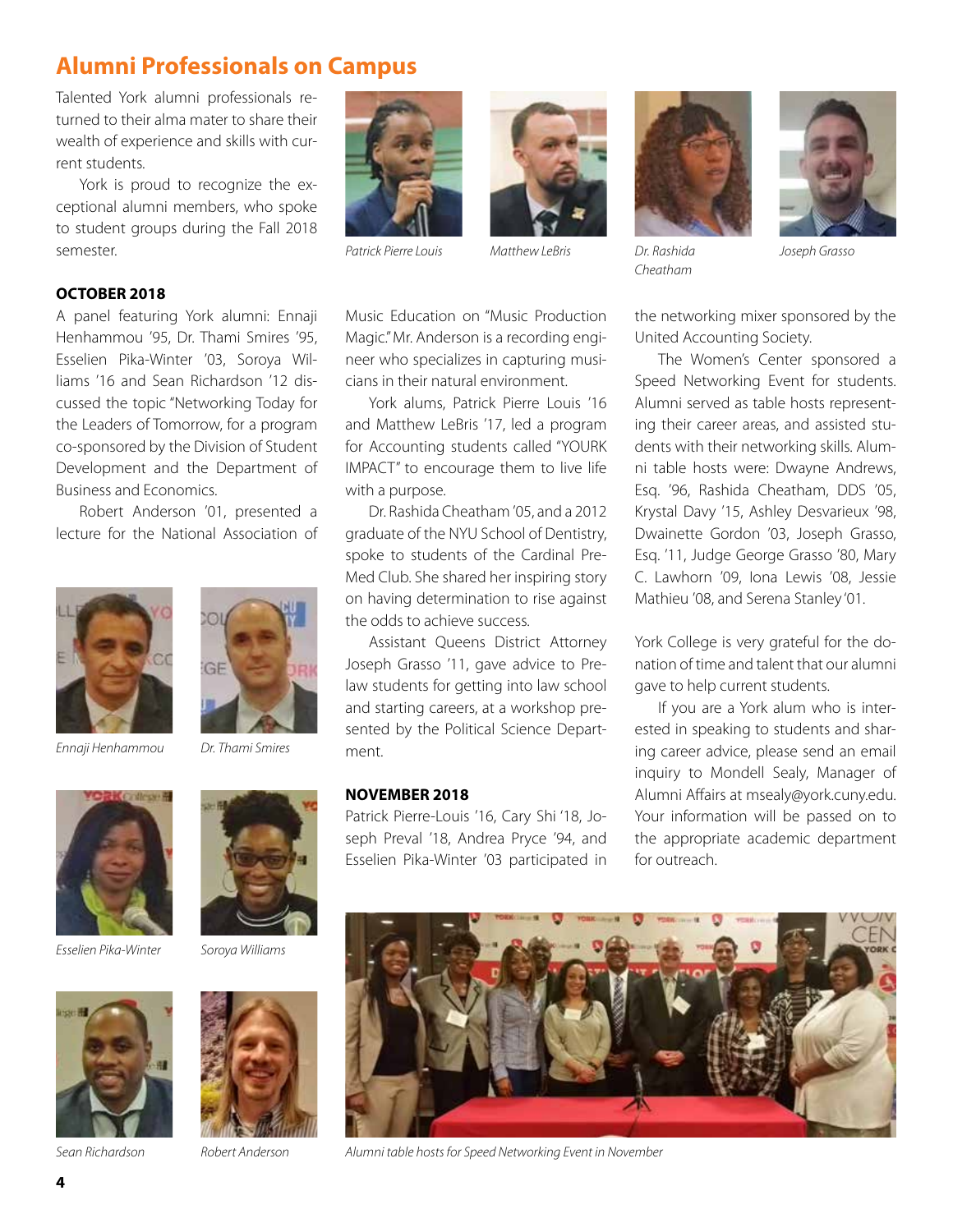# Alumni Professionals on Campus

Talented York alumni professionals returned to their alma mater to share their wealth of experience and skills with current students.

York is proud to recognize the exceptional alumni members, who spoke to student groups during the Fall 2018 semester.

*Patrick Pierre Louis*

*Matthew LeBris*

*Dr. Rashida Cheatham*

*Joseph Grasso*

**OCTOBER 2018**

A panel featuring York alumni: Ennaji Henhammou '95, Dr. Thami Smires '95, Esselien Pika-Winter '03, Soroya Williams '16 and Sean Richardson '12 discussed the topic "Networking Today for the Leaders of Tomorrow, for a program co-sponsored by the Division of Student Development and the Department of Business and Economics.

Robert Anderson '01, presented a lecture for the National Association of Music Education on "Music Production Magic." Mr. Anderson is a recording engineer who specializes in capturing musicians in their natural environment.

York alums, Patrick Pierre Louis '16 and Matthew LeBris '17, led a program for Accounting students called "YOURK IMPACT" to encourage them to live life with a purpose.

Dr. Rashida Cheatham '05, and a 2012 graduate of the NYU School of Dentistry, spoke to students of the Cardinal Pre-Med Club. She shared her inspiring story on having determination to rise against the odds to achieve success.

Assistant Queens District Attorney Joseph Grasso '11, gave advice to Pre-law students for getting into law school and starting careers, at a workshop presented by the Political Science Department.

*Ennaji Henhammou*

*Dr. Thami Smires*

*Esselien Pika-Winter*

*Soroya Williams*

*Sean Richardson*

*Robert Anderson*

**NOVEMBER 2018**

Patrick Pierre-Louis '16, Cary Shi '18, Joseph Preval '18, Andrea Pryce '94, and Esselien Pika-Winter '03 participated in the networking mixer sponsored by the United Accounting Society.

The Women's Center sponsored a Speed Networking Event for students. Alumni served as table hosts representing their career areas, and assisted students with their networking skills. Alumni table hosts were: Dwayne Andrews, Esq. '96, Rashida Cheatham, DDS '05, Krystal Davy '15, Ashley Desvarieux '98, Dwainette Gordon '03, Joseph Grasso, Esq. '11, Judge George Grasso '80, Mary C. Lawhorn '09, Iona Lewis '08, Jessie Mathieu '08, and Serena Stanley '01.

York College is very grateful for the donation of time and talent that our alumni gave to help current students.

If you are a York alum who is interested in speaking to students and sharing career advice, please send an email inquiry to Mondell Sealy, Manager of Alumni Affairs at msealy@york.cuny.edu. Your information will be passed on to the appropriate academic department for outreach.

*Alumni table hosts for Speed Networking Event in November*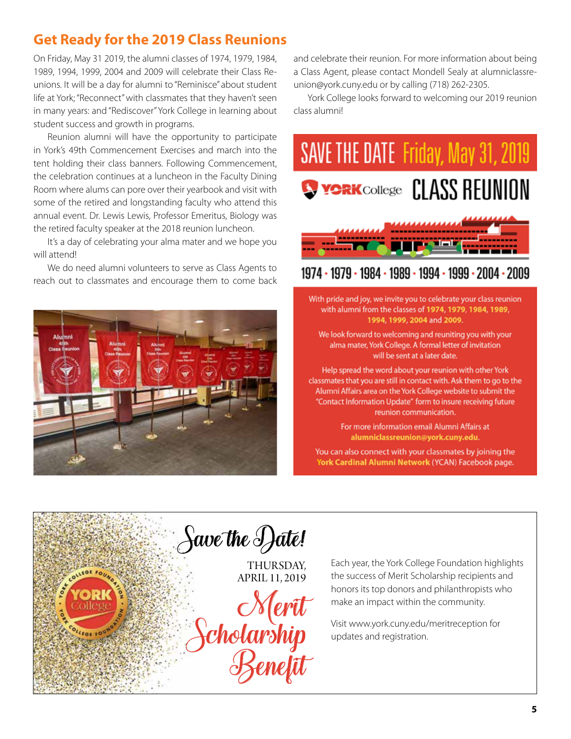## Get Ready for the 2019 Class Reunions

On Friday, May 31 2019, the alumni classes of 1974, 1979, 1984, 1989, 1994, 1999, 2004 and 2009 will celebrate their Class Reunions. It will be a day for alumni to "Reminisce" about student life at York; "Reconnect" with classmates that they haven't seen in many years: and "Rediscover" York College in learning about student success and growth in programs.

Reunion alumni will have the opportunity to participate in York's 49th Commencement Exercises and march into the tent holding their class banners. Following Commencement, the celebration continues at a luncheon in the Faculty Dining Room where alums can pore over their yearbook and visit with some of the retired and longstanding faculty who attend this annual event. Dr. Lewis Lewis, Professor Emeritus, Biology was the retired faculty speaker at the 2018 reunion luncheon.

It's a day of celebrating your alma mater and we hope you will attend!

We do need alumni volunteers to serve as Class Agents to reach out to classmates and encourage them to come back and celebrate their reunion. For more information about being a Class Agent, please contact Mondell Sealy at alumniclassreunion@york.cuny.edu or by calling (718) 262-2305.

York College looks forward to welcoming our 2019 reunion class alumni!

**SAVE THE DATE Friday, May 31, 2019**

**YORK College CLASS REUNION**

**1974 · 1979 · 1984 · 1989 · 1994 · 1999 · 2004 · 2009**

With pride and joy, we invite you to celebrate your class reunion with alumni from the classes of **1974**, **1979**, **1984**, **1989**, **1994**, **1999**, **2004** and **2009**.

We look forward to welcoming and reuniting you with your alma mater, York College. A formal letter of invitation will be sent at a later date.

Help spread the word about your reunion with other York classmates that you are still in contact with. Ask them to go to the Alumni Affairs area on the York College website to submit the "Contact Information Update" form to insure receiving future reunion communication.

For more information email Alumni Affairs at **alumniclassreunion@york.cuny.edu**.

You can also connect with your classmates by joining the **York Cardinal Alumni Network** (YCAN) Facebook page.

---

*Save the Date!*

THURSDAY, APRIL 11, 2019

*Merit Scholarship Benefit*

Each year, the York College Foundation highlights the success of Merit Scholarship recipients and honors its top donors and philanthropists who make an impact within the community.

Visit www.york.cuny.edu/meritreception for updates and registration.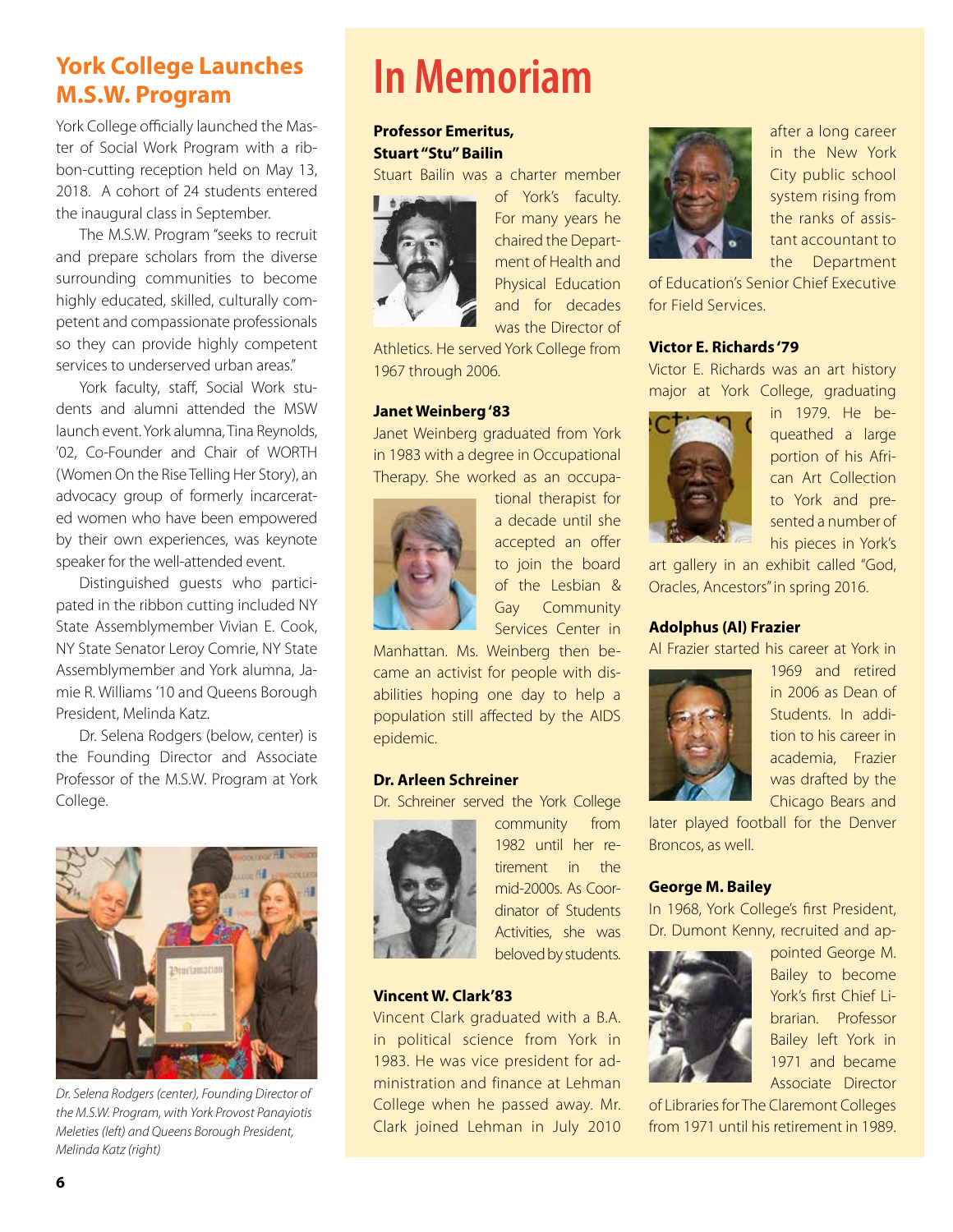## York College Launches M.S.W. Program

York College officially launched the Master of Social Work Program with a ribbon-cutting reception held on May 13, 2018. A cohort of 24 students entered the inaugural class in September.

The M.S.W. Program "seeks to recruit and prepare scholars from the diverse surrounding communities to become highly educated, skilled, culturally competent and compassionate professionals so they can provide highly competent services to underserved urban areas."

York faculty, staff, Social Work students and alumni attended the MSW launch event. York alumna, Tina Reynolds, '02, Co-Founder and Chair of WORTH (Women On the Rise Telling Her Story), an advocacy group of formerly incarcerated women who have been empowered by their own experiences, was keynote speaker for the well-attended event.

Distinguished guests who participated in the ribbon cutting included NY State Assemblymember Vivian E. Cook, NY State Senator Leroy Comrie, NY State Assemblymember and York alumna, Jamie R. Williams '10 and Queens Borough President, Melinda Katz.

Dr. Selena Rodgers (below, center) is the Founding Director and Associate Professor of the M.S.W. Program at York College.

*Dr. Selena Rodgers (center), Founding Director of the M.S.W. Program, with York Provost Panayiotis Meleties (left) and Queens Borough President, Melinda Katz (right)*

# In Memoriam

**Professor Emeritus, Stuart "Stu" Bailin**

Stuart Bailin was a charter member of York's faculty. For many years he chaired the Department of Health and Physical Education and for decades was the Director of Athletics. He served York College from 1967 through 2006.

**Janet Weinberg '83**

Janet Weinberg graduated from York in 1983 with a degree in Occupational Therapy. She worked as an occupational therapist for a decade until she accepted an offer to join the board of the Lesbian & Gay Community Services Center in Manhattan. Ms. Weinberg then became an activist for people with disabilities hoping one day to help a population still affected by the AIDS epidemic.

**Dr. Arleen Schreiner**

Dr. Schreiner served the York College community from 1982 until her retirement in the mid-2000s. As Coordinator of Students Activities, she was beloved by students.

**Vincent W. Clark '83**

Vincent Clark graduated with a B.A. in political science from York in 1983. He was vice president for administration and finance at Lehman College when he passed away. Mr. Clark joined Lehman in July 2010 after a long career in the New York City public school system rising from the ranks of assistant accountant to the Department of Education's Senior Chief Executive for Field Services.

**Victor E. Richards '79**

Victor E. Richards was an art history major at York College, graduating in 1979. He bequeathed a large portion of his African Art Collection to York and presented a number of his pieces in York's art gallery in an exhibit called "God, Oracles, Ancestors" in spring 2016.

**Adolphus (Al) Frazier**

Al Frazier started his career at York in 1969 and retired in 2006 as Dean of Students. In addition to his career in academia, Frazier was drafted by the Chicago Bears and later played football for the Denver Broncos, as well.

**George M. Bailey**

In 1968, York College's first President, Dr. Dumont Kenny, recruited and appointed George M. Bailey to become York's first Chief Librarian. Professor Bailey left York in 1971 and became Associate Director of Libraries for The Claremont Colleges from 1971 until his retirement in 1989.